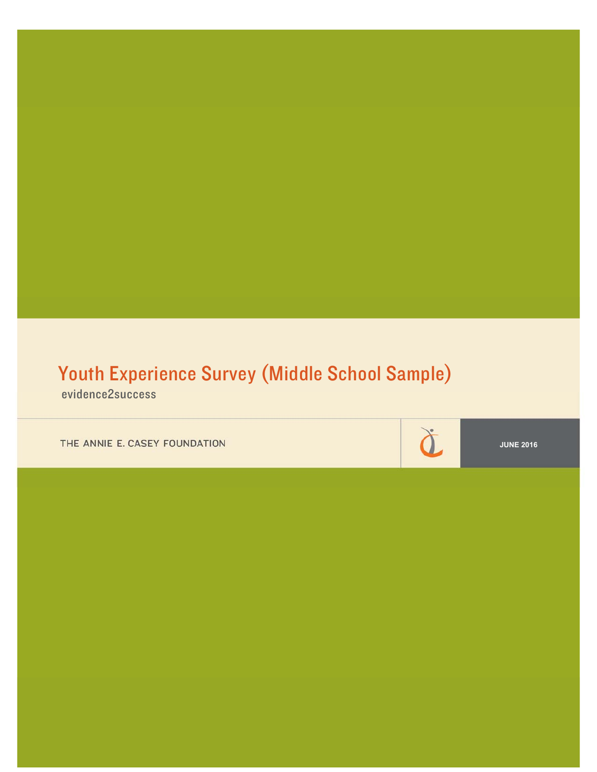# Youth Experience Survey (Middle School Sample)

evidence2success

THE ANNIE E. CASEY FOUNDATION

JUNE 2016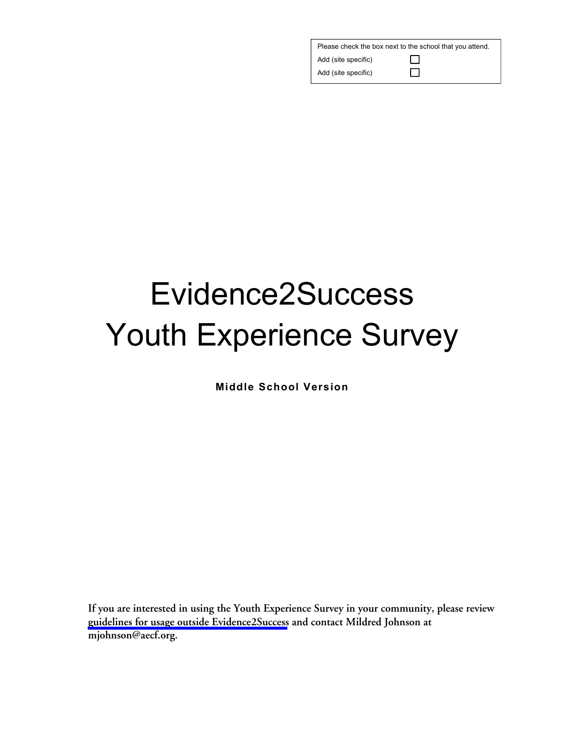| Please check the box next to the school that you attend. | |
|---|---|
| Add (site specific) | ☐ |
| Add (site specific) | ☐ |

# Evidence2Success Youth Experience Survey

**Middle School Version**

**If you are interested in using the Youth Experience Survey in your community, please review guidelines for usage outside Evidence2Success and contact Mildred Johnson at mjohnson@aecf.org.**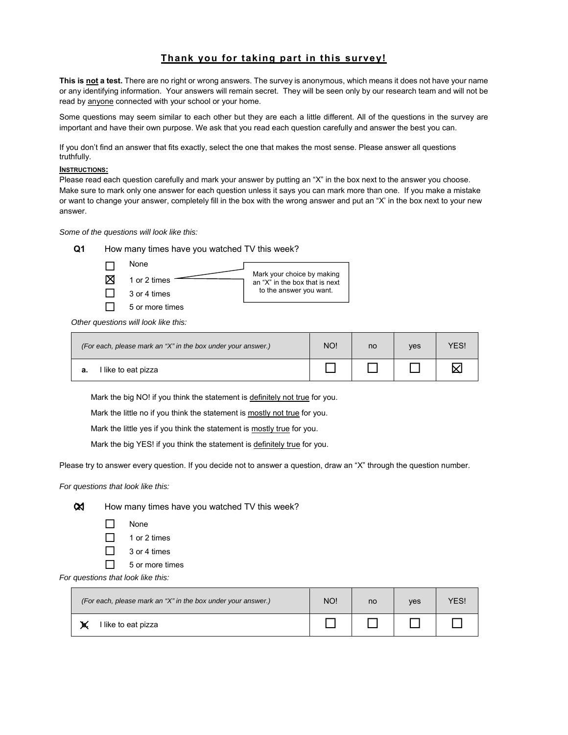## **Thank you for taking part in this survey!**

**This is not a test.** There are no right or wrong answers. The survey is anonymous, which means it does not have your name or any identifying information. Your answers will remain secret. They will be seen only by our research team and will not be read by anyone connected with your school or your home.

Some questions may seem similar to each other but they are each a little different. All of the questions in the survey are important and have their own purpose. We ask that you read each question carefully and answer the best you can.

If you don't find an answer that fits exactly, select the one that makes the most sense. Please answer all questions truthfully.

**INSTRUCTIONS:**

Please read each question carefully and mark your answer by putting an "X" in the box next to the answer you choose. Make sure to mark only one answer for each question unless it says you can mark more than one. If you make a mistake or want to change your answer, completely fill in the box with the wrong answer and put an "X' in the box next to your new answer.

*Some of the questions will look like this:*

**Q1** How many times have you watched TV this week?

- ☐ None
- ☒ 1 or 2 times
- ☐ 3 or 4 times
- ☐ 5 or more times

Mark your choice by making an "X" in the box that is next to the answer you want.

*Other questions will look like this:*

| *(For each, please mark an "X" in the box under your answer.)* | NO! | no | yes | YES! |
|---|---|---|---|---|
| **a.** I like to eat pizza | ☐ | ☐ | ☐ | ☒ |

Mark the big NO! if you think the statement is definitely not true for you.

Mark the little no if you think the statement is mostly not true for you.

Mark the little yes if you think the statement is mostly true for you.

Mark the big YES! if you think the statement is definitely true for you.

Please try to answer every question. If you decide not to answer a question, draw an "X" through the question number.

*For questions that look like this:*

**Q1** (crossed out) How many times have you watched TV this week?

- ☐ None
- ☐ 1 or 2 times
- ☐ 3 or 4 times
- ☐ 5 or more times

*For questions that look like this:*

| *(For each, please mark an "X" in the box under your answer.)* | NO! | no | yes | YES! |
|---|---|---|---|---|
| **a.** (crossed out) I like to eat pizza | ☐ | ☐ | ☐ | ☐ |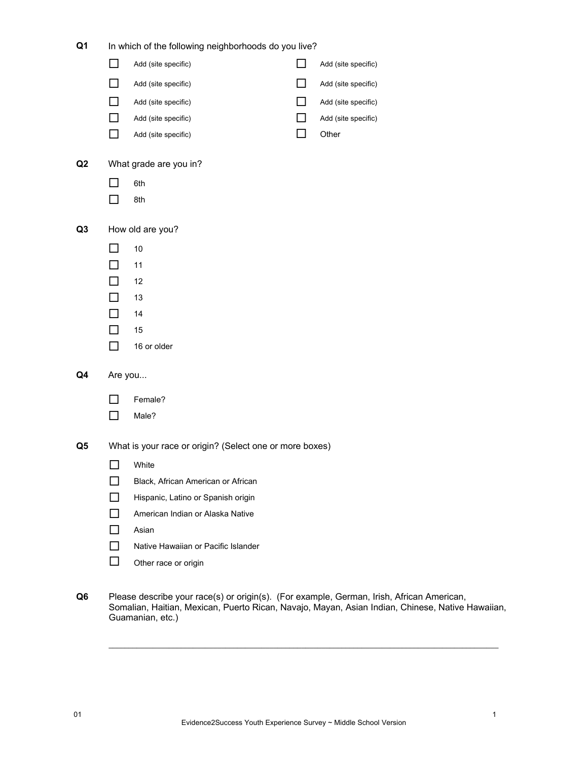**Q1** In which of the following neighborhoods do you live?

- ☐ Add (site specific)
- ☐ Add (site specific)
- ☐ Add (site specific)
- ☐ Add (site specific)
- ☐ Add (site specific)
- ☐ Add (site specific)
- ☐ Add (site specific)
- ☐ Add (site specific)
- ☐ Add (site specific)
- ☐ Other

**Q2** What grade are you in?

- ☐ 6th
- ☐ 8th

**Q3** How old are you?

- ☐ 10
- ☐ 11
- ☐ 12
- ☐ 13
- ☐ 14
- ☐ 15
- ☐ 16 or older

**Q4** Are you...

- ☐ Female?
- ☐ Male?

**Q5** What is your race or origin? (Select one or more boxes)

- ☐ White
- ☐ Black, African American or African
- ☐ Hispanic, Latino or Spanish origin
- ☐ American Indian or Alaska Native
- ☐ Asian
- ☐ Native Hawaiian or Pacific Islander
- ☐ Other race or origin

**Q6** Please describe your race(s) or origin(s). (For example, German, Irish, African American, Somalian, Haitian, Mexican, Puerto Rican, Navajo, Mayan, Asian Indian, Chinese, Native Hawaiian, Guamanian, etc.)

_______________________________________________________________________________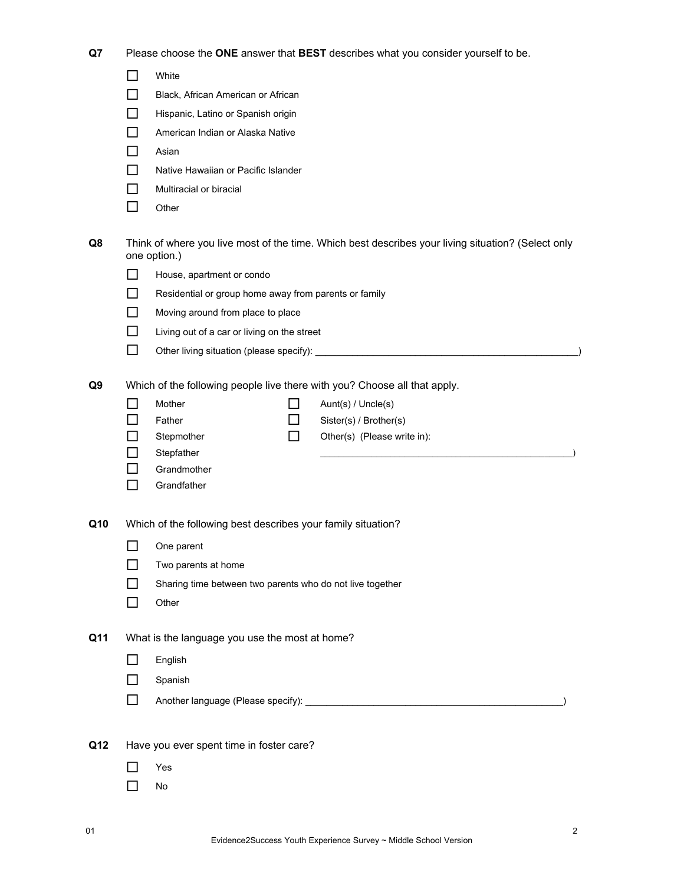**Q7** Please choose the **ONE** answer that **BEST** describes what you consider yourself to be.

- ☐ White
- ☐ Black, African American or African
- ☐ Hispanic, Latino or Spanish origin
- ☐ American Indian or Alaska Native
- ☐ Asian
- ☐ Native Hawaiian or Pacific Islander
- ☐ Multiracial or biracial
- ☐ Other

**Q8** Think of where you live most of the time. Which best describes your living situation? (Select only one option.)

- ☐ House, apartment or condo
- ☐ Residential or group home away from parents or family
- ☐ Moving around from place to place
- ☐ Living out of a car or living on the street
- ☐ Other living situation (please specify): ___________________________________________)

**Q9** Which of the following people live there with you? Choose all that apply.

- ☐ Mother
- ☐ Father
- ☐ Stepmother
- ☐ Stepfather
- ☐ Grandmother
- ☐ Grandfather
- ☐ Aunt(s) / Uncle(s)
- ☐ Sister(s) / Brother(s)
- ☐ Other(s) (Please write in): ___________________________________________)

**Q10** Which of the following best describes your family situation?

- ☐ One parent
- ☐ Two parents at home
- ☐ Sharing time between two parents who do not live together
- ☐ Other

**Q11** What is the language you use the most at home?

- ☐ English
- ☐ Spanish
- ☐ Another language (Please specify): ___________________________________________)

**Q12** Have you ever spent time in foster care?

- ☐ Yes
- ☐ No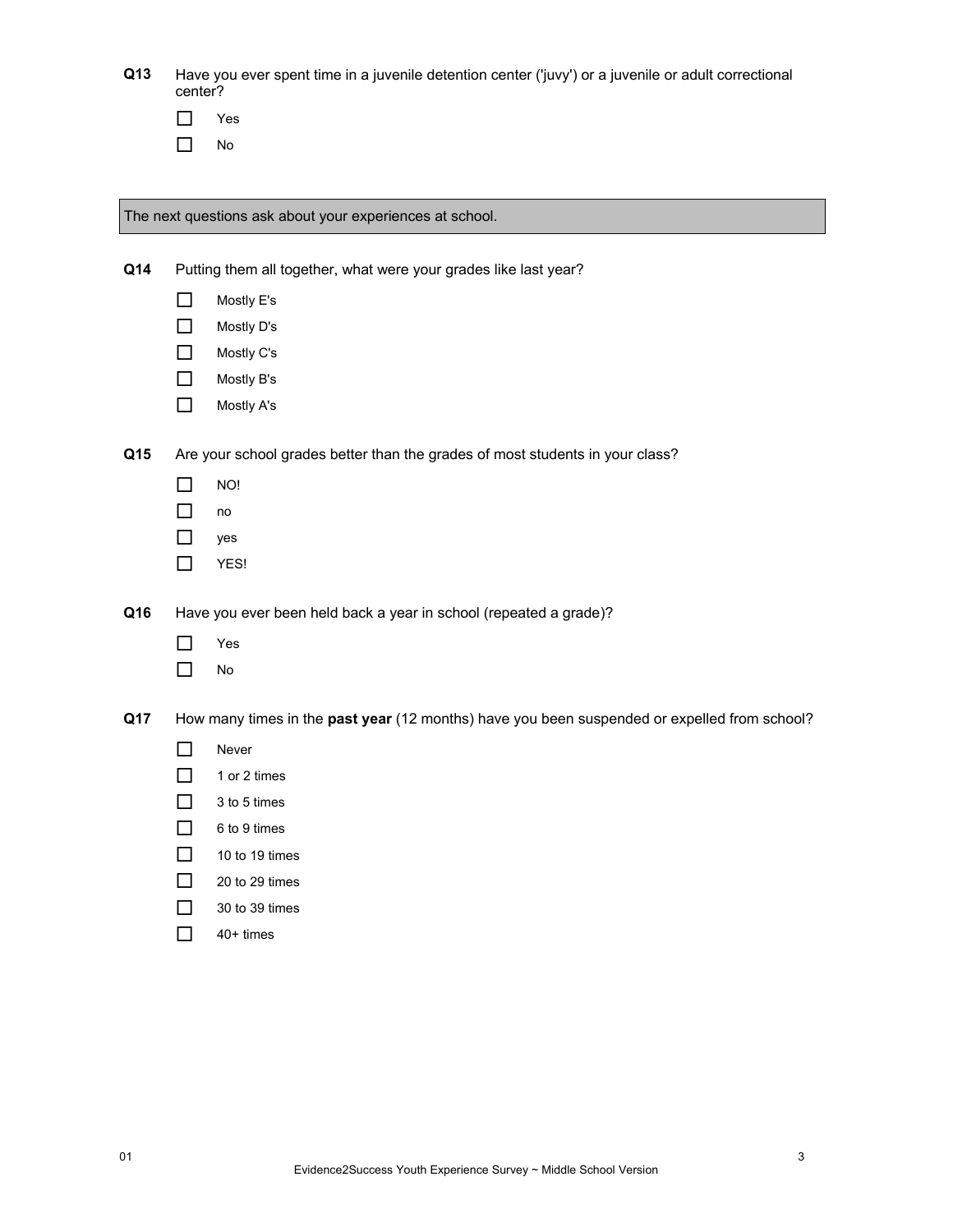**Q13** Have you ever spent time in a juvenile detention center ('juvy') or a juvenile or adult correctional center?

- ☐ Yes
- ☐ No

The next questions ask about your experiences at school.

**Q14** Putting them all together, what were your grades like last year?

- ☐ Mostly E's
- ☐ Mostly D's
- ☐ Mostly C's
- ☐ Mostly B's
- ☐ Mostly A's

**Q15** Are your school grades better than the grades of most students in your class?

- ☐ NO!
- ☐ no
- ☐ yes
- ☐ YES!

**Q16** Have you ever been held back a year in school (repeated a grade)?

- ☐ Yes
- ☐ No

**Q17** How many times in the **past year** (12 months) have you been suspended or expelled from school?

- ☐ Never
- ☐ 1 or 2 times
- ☐ 3 to 5 times
- ☐ 6 to 9 times
- ☐ 10 to 19 times
- ☐ 20 to 29 times
- ☐ 30 to 39 times
- ☐ 40+ times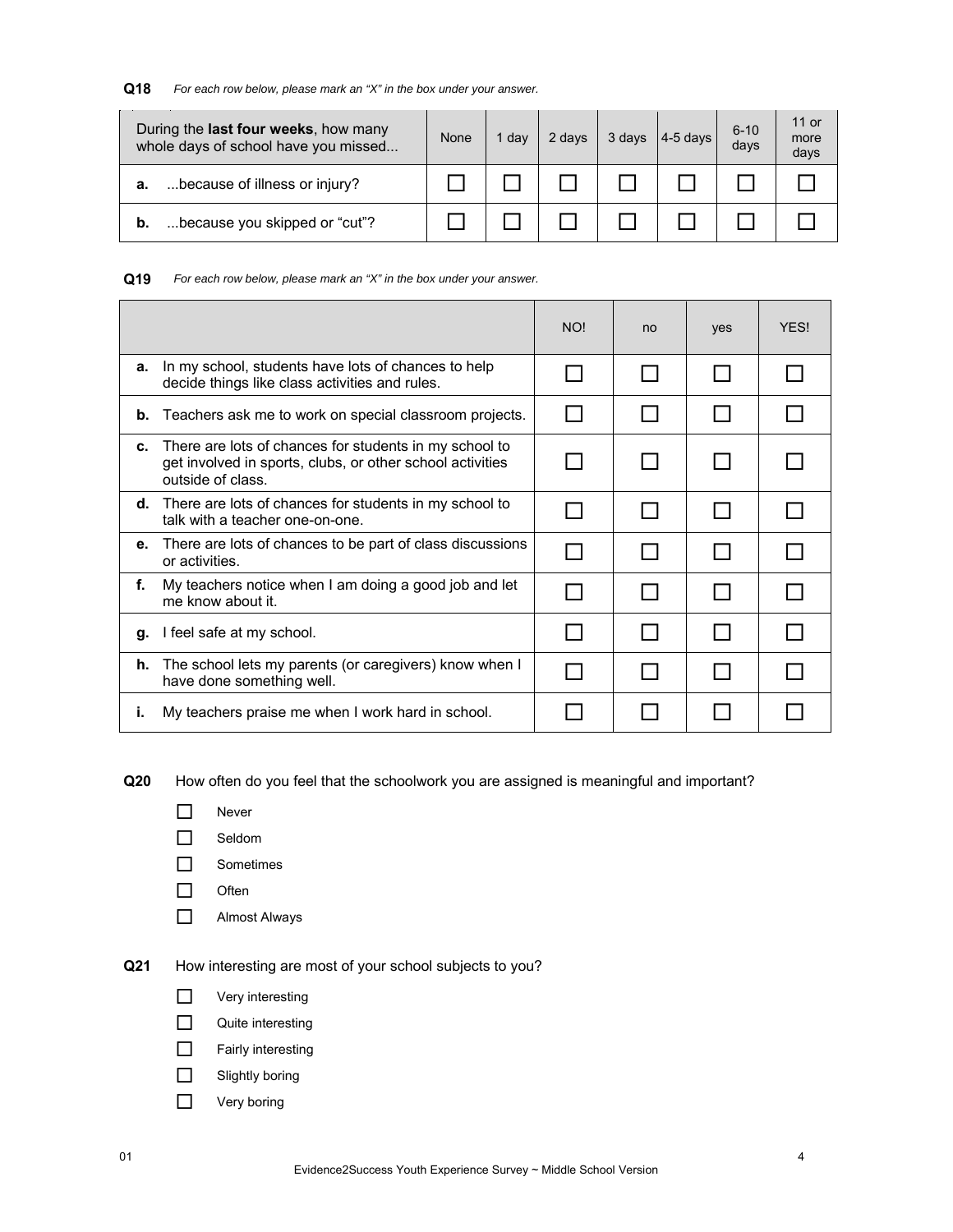**Q18** *For each row below, please mark an "X" in the box under your answer.*

| During the **last four weeks**, how many whole days of school have you missed... | None | 1 day | 2 days | 3 days | 4-5 days | 6-10 days | 11 or more days |
|---|---|---|---|---|---|---|---|
| **a.** ...because of illness or injury? | ☐ | ☐ | ☐ | ☐ | ☐ | ☐ | ☐ |
| **b.** ...because you skipped or "cut"? | ☐ | ☐ | ☐ | ☐ | ☐ | ☐ | ☐ |

**Q19** *For each row below, please mark an "X" in the box under your answer.*

| | NO! | no | yes | YES! |
|---|---|---|---|---|
| **a.** In my school, students have lots of chances to help decide things like class activities and rules. | ☐ | ☐ | ☐ | ☐ |
| **b.** Teachers ask me to work on special classroom projects. | ☐ | ☐ | ☐ | ☐ |
| **c.** There are lots of chances for students in my school to get involved in sports, clubs, or other school activities outside of class. | ☐ | ☐ | ☐ | ☐ |
| **d.** There are lots of chances for students in my school to talk with a teacher one-on-one. | ☐ | ☐ | ☐ | ☐ |
| **e.** There are lots of chances to be part of class discussions or activities. | ☐ | ☐ | ☐ | ☐ |
| **f.** My teachers notice when I am doing a good job and let me know about it. | ☐ | ☐ | ☐ | ☐ |
| **g.** I feel safe at my school. | ☐ | ☐ | ☐ | ☐ |
| **h.** The school lets my parents (or caregivers) know when I have done something well. | ☐ | ☐ | ☐ | ☐ |
| **i.** My teachers praise me when I work hard in school. | ☐ | ☐ | ☐ | ☐ |

**Q20** How often do you feel that the schoolwork you are assigned is meaningful and important?

- ☐ Never
- ☐ Seldom
- ☐ Sometimes
- ☐ Often
- ☐ Almost Always

**Q21** How interesting are most of your school subjects to you?

- ☐ Very interesting
- ☐ Quite interesting
- ☐ Fairly interesting
- ☐ Slightly boring
- ☐ Very boring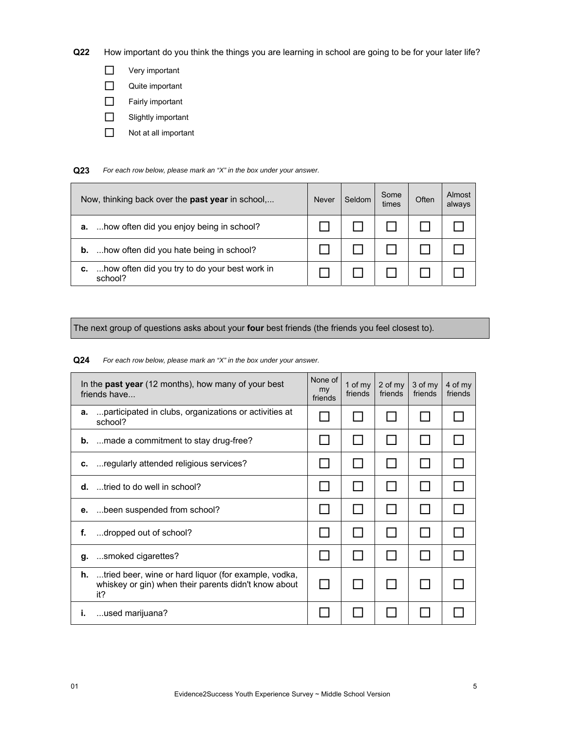**Q22** How important do you think the things you are learning in school are going to be for your later life?

- ☐ Very important
- ☐ Quite important
- ☐ Fairly important
- ☐ Slightly important
- ☐ Not at all important

**Q23** *For each row below, please mark an "X" in the box under your answer.*

| Now, thinking back over the **past year** in school,... | Never | Seldom | Some times | Often | Almost always |
|---|---|---|---|---|---|
| **a.** ...how often did you enjoy being in school? | ☐ | ☐ | ☐ | ☐ | ☐ |
| **b.** ...how often did you hate being in school? | ☐ | ☐ | ☐ | ☐ | ☐ |
| **c.** ...how often did you try to do your best work in school? | ☐ | ☐ | ☐ | ☐ | ☐ |

The next group of questions asks about your **four** best friends (the friends you feel closest to).

**Q24** *For each row below, please mark an "X" in the box under your answer.*

| In the **past year** (12 months), how many of your best friends have... | None of my friends | 1 of my friends | 2 of my friends | 3 of my friends | 4 of my friends |
|---|---|---|---|---|---|
| **a.** ...participated in clubs, organizations or activities at school? | ☐ | ☐ | ☐ | ☐ | ☐ |
| **b.** ...made a commitment to stay drug-free? | ☐ | ☐ | ☐ | ☐ | ☐ |
| **c.** ...regularly attended religious services? | ☐ | ☐ | ☐ | ☐ | ☐ |
| **d.** ...tried to do well in school? | ☐ | ☐ | ☐ | ☐ | ☐ |
| **e.** ...been suspended from school? | ☐ | ☐ | ☐ | ☐ | ☐ |
| **f.** ...dropped out of school? | ☐ | ☐ | ☐ | ☐ | ☐ |
| **g.** ...smoked cigarettes? | ☐ | ☐ | ☐ | ☐ | ☐ |
| **h.** ...tried beer, wine or hard liquor (for example, vodka, whiskey or gin) when their parents didn't know about it? | ☐ | ☐ | ☐ | ☐ | ☐ |
| **i.** ...used marijuana? | ☐ | ☐ | ☐ | ☐ | ☐ |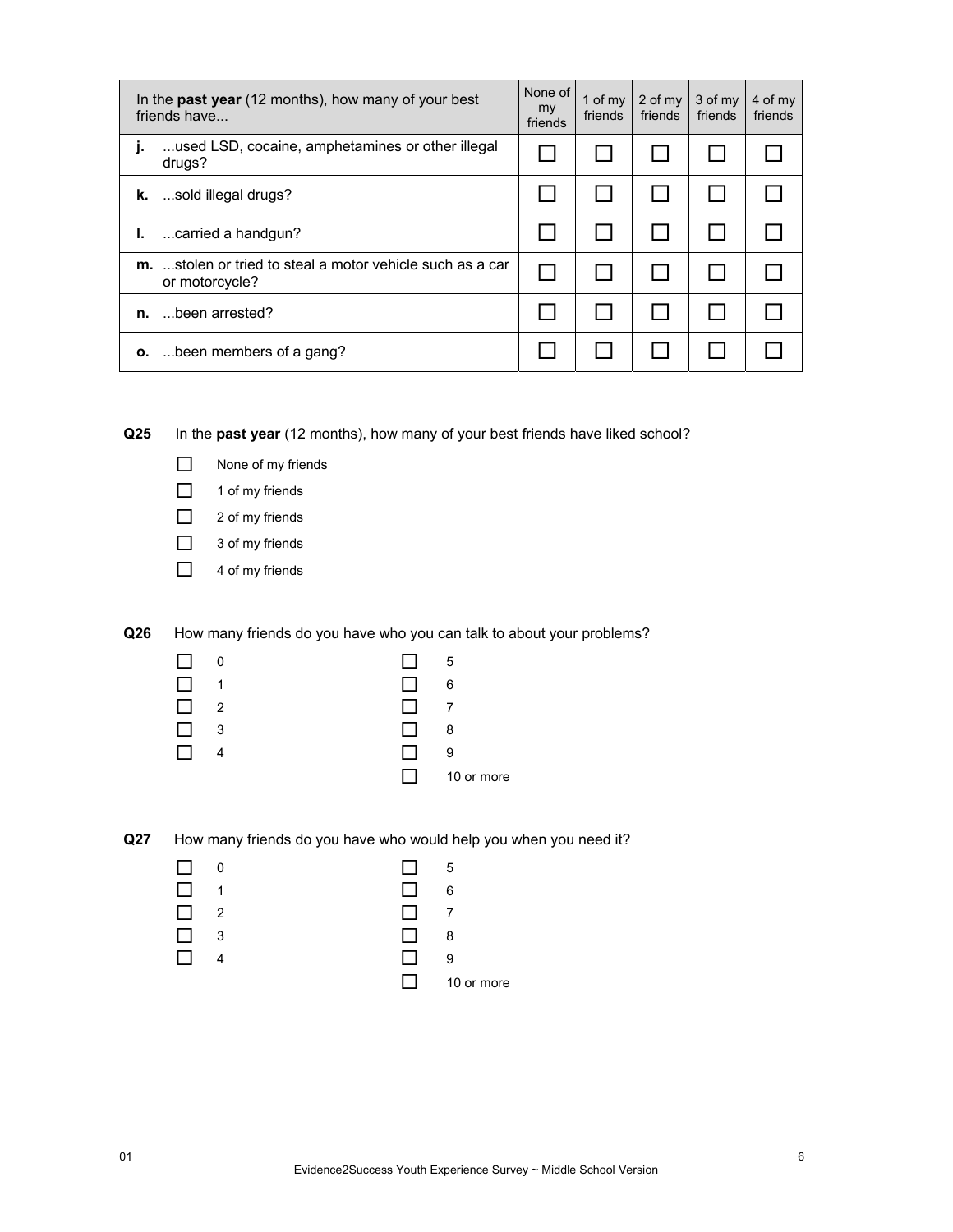| In the **past year** (12 months), how many of your best friends have... | None of my friends | 1 of my friends | 2 of my friends | 3 of my friends | 4 of my friends |
|---|---|---|---|---|---|
| **j.** ...used LSD, cocaine, amphetamines or other illegal drugs? | ☐ | ☐ | ☐ | ☐ | ☐ |
| **k.** ...sold illegal drugs? | ☐ | ☐ | ☐ | ☐ | ☐ |
| **l.** ...carried a handgun? | ☐ | ☐ | ☐ | ☐ | ☐ |
| **m.** ...stolen or tried to steal a motor vehicle such as a car or motorcycle? | ☐ | ☐ | ☐ | ☐ | ☐ |
| **n.** ...been arrested? | ☐ | ☐ | ☐ | ☐ | ☐ |
| **o.** ...been members of a gang? | ☐ | ☐ | ☐ | ☐ | ☐ |

**Q25** In the **past year** (12 months), how many of your best friends have liked school?

- ☐ None of my friends
- ☐ 1 of my friends
- ☐ 2 of my friends
- ☐ 3 of my friends
- ☐ 4 of my friends

**Q26** How many friends do you have who you can talk to about your problems?

- ☐ 0
- ☐ 1
- ☐ 2
- ☐ 3
- ☐ 4
- ☐ 5
- ☐ 6
- ☐ 7
- ☐ 8
- ☐ 9
- ☐ 10 or more

**Q27** How many friends do you have who would help you when you need it?

- ☐ 0
- ☐ 1
- ☐ 2
- ☐ 3
- ☐ 4
- ☐ 5
- ☐ 6
- ☐ 7
- ☐ 8
- ☐ 9
- ☐ 10 or more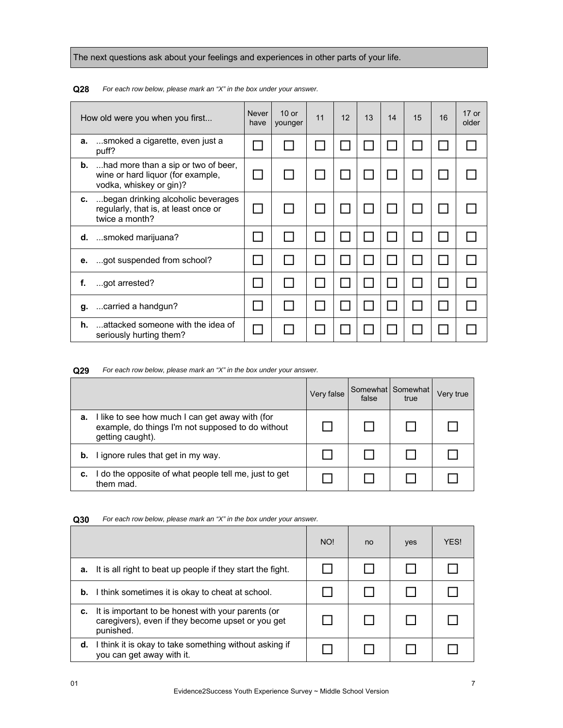The next questions ask about your feelings and experiences in other parts of your life.

**Q28** *For each row below, please mark an "X" in the box under your answer.*

| How old were you when you first... | Never have | 10 or younger | 11 | 12 | 13 | 14 | 15 | 16 | 17 or older |
|---|---|---|---|---|---|---|---|---|---|
| **a.** ...smoked a cigarette, even just a puff? | ☐ | ☐ | ☐ | ☐ | ☐ | ☐ | ☐ | ☐ | ☐ |
| **b.** ...had more than a sip or two of beer, wine or hard liquor (for example, vodka, whiskey or gin)? | ☐ | ☐ | ☐ | ☐ | ☐ | ☐ | ☐ | ☐ | ☐ |
| **c.** ...began drinking alcoholic beverages regularly, that is, at least once or twice a month? | ☐ | ☐ | ☐ | ☐ | ☐ | ☐ | ☐ | ☐ | ☐ |
| **d.** ...smoked marijuana? | ☐ | ☐ | ☐ | ☐ | ☐ | ☐ | ☐ | ☐ | ☐ |
| **e.** ...got suspended from school? | ☐ | ☐ | ☐ | ☐ | ☐ | ☐ | ☐ | ☐ | ☐ |
| **f.** ...got arrested? | ☐ | ☐ | ☐ | ☐ | ☐ | ☐ | ☐ | ☐ | ☐ |
| **g.** ...carried a handgun? | ☐ | ☐ | ☐ | ☐ | ☐ | ☐ | ☐ | ☐ | ☐ |
| **h.** ...attacked someone with the idea of seriously hurting them? | ☐ | ☐ | ☐ | ☐ | ☐ | ☐ | ☐ | ☐ | ☐ |

**Q29** *For each row below, please mark an "X" in the box under your answer.*

| | Very false | Somewhat false | Somewhat true | Very true |
|---|---|---|---|---|
| **a.** I like to see how much I can get away with (for example, do things I'm not supposed to do without getting caught). | ☐ | ☐ | ☐ | ☐ |
| **b.** I ignore rules that get in my way. | ☐ | ☐ | ☐ | ☐ |
| **c.** I do the opposite of what people tell me, just to get them mad. | ☐ | ☐ | ☐ | ☐ |

**Q30** *For each row below, please mark an "X" in the box under your answer.*

| | NO! | no | yes | YES! |
|---|---|---|---|---|
| **a.** It is all right to beat up people if they start the fight. | ☐ | ☐ | ☐ | ☐ |
| **b.** I think sometimes it is okay to cheat at school. | ☐ | ☐ | ☐ | ☐ |
| **c.** It is important to be honest with your parents (or caregivers), even if they become upset or you get punished. | ☐ | ☐ | ☐ | ☐ |
| **d.** I think it is okay to take something without asking if you can get away with it. | ☐ | ☐ | ☐ | ☐ |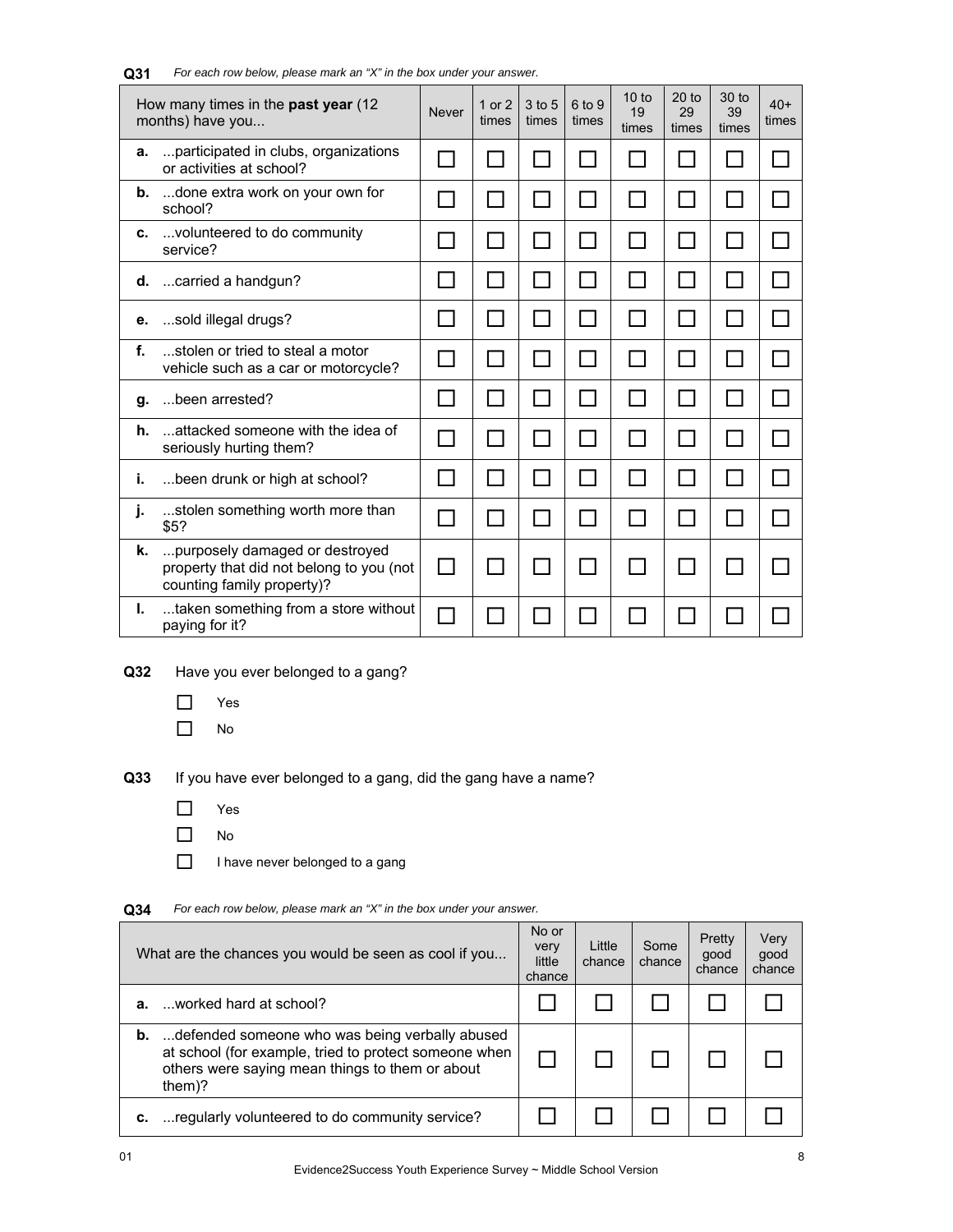**Q31** *For each row below, please mark an "X" in the box under your answer.*

| How many times in the **past year** (12 months) have you... | Never | 1 or 2 times | 3 to 5 times | 6 to 9 times | 10 to 19 times | 20 to 29 times | 30 to 39 times | 40+ times |
|---|---|---|---|---|---|---|---|---|
| **a.** ...participated in clubs, organizations or activities at school? | ☐ | ☐ | ☐ | ☐ | ☐ | ☐ | ☐ | ☐ |
| **b.** ...done extra work on your own for school? | ☐ | ☐ | ☐ | ☐ | ☐ | ☐ | ☐ | ☐ |
| **c.** ...volunteered to do community service? | ☐ | ☐ | ☐ | ☐ | ☐ | ☐ | ☐ | ☐ |
| **d.** ...carried a handgun? | ☐ | ☐ | ☐ | ☐ | ☐ | ☐ | ☐ | ☐ |
| **e.** ...sold illegal drugs? | ☐ | ☐ | ☐ | ☐ | ☐ | ☐ | ☐ | ☐ |
| **f.** ...stolen or tried to steal a motor vehicle such as a car or motorcycle? | ☐ | ☐ | ☐ | ☐ | ☐ | ☐ | ☐ | ☐ |
| **g.** ...been arrested? | ☐ | ☐ | ☐ | ☐ | ☐ | ☐ | ☐ | ☐ |
| **h.** ...attacked someone with the idea of seriously hurting them? | ☐ | ☐ | ☐ | ☐ | ☐ | ☐ | ☐ | ☐ |
| **i.** ...been drunk or high at school? | ☐ | ☐ | ☐ | ☐ | ☐ | ☐ | ☐ | ☐ |
| **j.** ...stolen something worth more than $5? | ☐ | ☐ | ☐ | ☐ | ☐ | ☐ | ☐ | ☐ |
| **k.** ...purposely damaged or destroyed property that did not belong to you (not counting family property)? | ☐ | ☐ | ☐ | ☐ | ☐ | ☐ | ☐ | ☐ |
| **l.** ...taken something from a store without paying for it? | ☐ | ☐ | ☐ | ☐ | ☐ | ☐ | ☐ | ☐ |

**Q32** Have you ever belonged to a gang?

- ☐ Yes
- ☐ No

**Q33** If you have ever belonged to a gang, did the gang have a name?

- ☐ Yes
- ☐ No
- ☐ I have never belonged to a gang

**Q34** *For each row below, please mark an "X" in the box under your answer.*

| What are the chances you would be seen as cool if you... | No or very little chance | Little chance | Some chance | Pretty good chance | Very good chance |
|---|---|---|---|---|---|
| **a.** ...worked hard at school? | ☐ | ☐ | ☐ | ☐ | ☐ |
| **b.** ...defended someone who was being verbally abused at school (for example, tried to protect someone when others were saying mean things to them or about them)? | ☐ | ☐ | ☐ | ☐ | ☐ |
| **c.** ...regularly volunteered to do community service? | ☐ | ☐ | ☐ | ☐ | ☐ |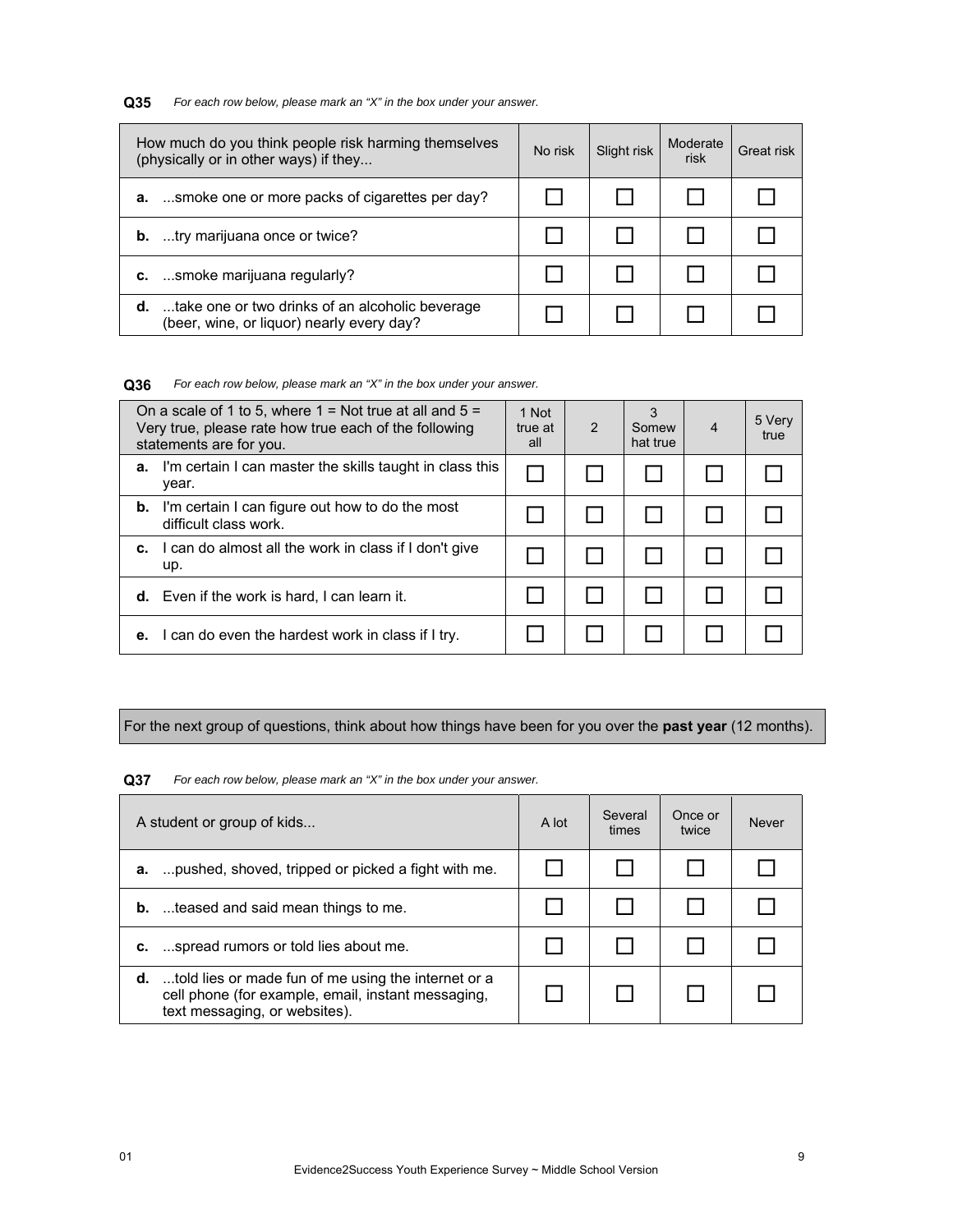**Q35** *For each row below, please mark an "X" in the box under your answer.*

| How much do you think people risk harming themselves (physically or in other ways) if they... | No risk | Slight risk | Moderate risk | Great risk |
|---|---|---|---|---|
| **a.** ...smoke one or more packs of cigarettes per day? | ☐ | ☐ | ☐ | ☐ |
| **b.** ...try marijuana once or twice? | ☐ | ☐ | ☐ | ☐ |
| **c.** ...smoke marijuana regularly? | ☐ | ☐ | ☐ | ☐ |
| **d.** ...take one or two drinks of an alcoholic beverage (beer, wine, or liquor) nearly every day? | ☐ | ☐ | ☐ | ☐ |

**Q36** *For each row below, please mark an "X" in the box under your answer.*

| On a scale of 1 to 5, where 1 = Not true at all and 5 = Very true, please rate how true each of the following statements are for you. | 1 Not true at all | 2 | 3 Somewhat true | 4 | 5 Very true |
|---|---|---|---|---|---|
| **a.** I'm certain I can master the skills taught in class this year. | ☐ | ☐ | ☐ | ☐ | ☐ |
| **b.** I'm certain I can figure out how to do the most difficult class work. | ☐ | ☐ | ☐ | ☐ | ☐ |
| **c.** I can do almost all the work in class if I don't give up. | ☐ | ☐ | ☐ | ☐ | ☐ |
| **d.** Even if the work is hard, I can learn it. | ☐ | ☐ | ☐ | ☐ | ☐ |
| **e.** I can do even the hardest work in class if I try. | ☐ | ☐ | ☐ | ☐ | ☐ |

For the next group of questions, think about how things have been for you over the **past year** (12 months).

**Q37** *For each row below, please mark an "X" in the box under your answer.*

| A student or group of kids... | A lot | Several times | Once or twice | Never |
|---|---|---|---|---|
| **a.** ...pushed, shoved, tripped or picked a fight with me. | ☐ | ☐ | ☐ | ☐ |
| **b.** ...teased and said mean things to me. | ☐ | ☐ | ☐ | ☐ |
| **c.** ...spread rumors or told lies about me. | ☐ | ☐ | ☐ | ☐ |
| **d.** ...told lies or made fun of me using the internet or a cell phone (for example, email, instant messaging, text messaging, or websites). | ☐ | ☐ | ☐ | ☐ |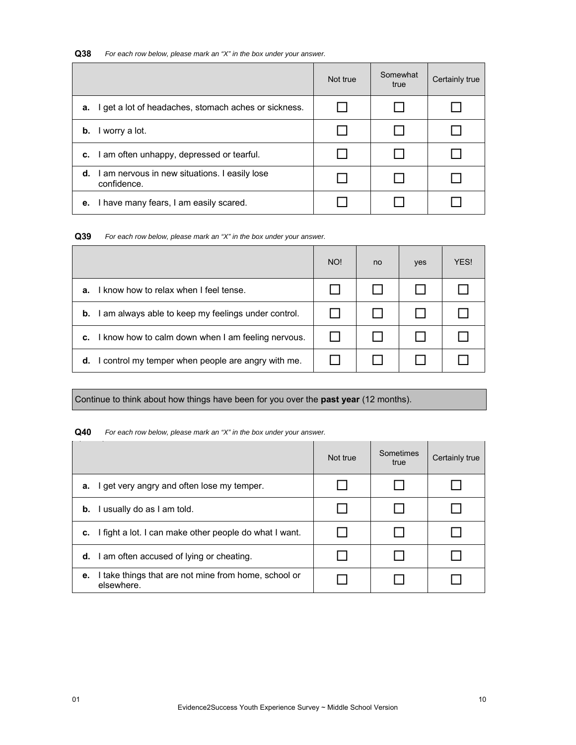**Q38** *For each row below, please mark an "X" in the box under your answer.*

| | Not true | Somewhat true | Certainly true |
|---|---|---|---|
| **a.** I get a lot of headaches, stomach aches or sickness. | ☐ | ☐ | ☐ |
| **b.** I worry a lot. | ☐ | ☐ | ☐ |
| **c.** I am often unhappy, depressed or tearful. | ☐ | ☐ | ☐ |
| **d.** I am nervous in new situations. I easily lose confidence. | ☐ | ☐ | ☐ |
| **e.** I have many fears, I am easily scared. | ☐ | ☐ | ☐ |

**Q39** *For each row below, please mark an "X" in the box under your answer.*

| | NO! | no | yes | YES! |
|---|---|---|---|---|
| **a.** I know how to relax when I feel tense. | ☐ | ☐ | ☐ | ☐ |
| **b.** I am always able to keep my feelings under control. | ☐ | ☐ | ☐ | ☐ |
| **c.** I know how to calm down when I am feeling nervous. | ☐ | ☐ | ☐ | ☐ |
| **d.** I control my temper when people are angry with me. | ☐ | ☐ | ☐ | ☐ |

Continue to think about how things have been for you over the **past year** (12 months).

**Q40** *For each row below, please mark an "X" in the box under your answer.*

| | Not true | Sometimes true | Certainly true |
|---|---|---|---|
| **a.** I get very angry and often lose my temper. | ☐ | ☐ | ☐ |
| **b.** I usually do as I am told. | ☐ | ☐ | ☐ |
| **c.** I fight a lot. I can make other people do what I want. | ☐ | ☐ | ☐ |
| **d.** I am often accused of lying or cheating. | ☐ | ☐ | ☐ |
| **e.** I take things that are not mine from home, school or elsewhere. | ☐ | ☐ | ☐ |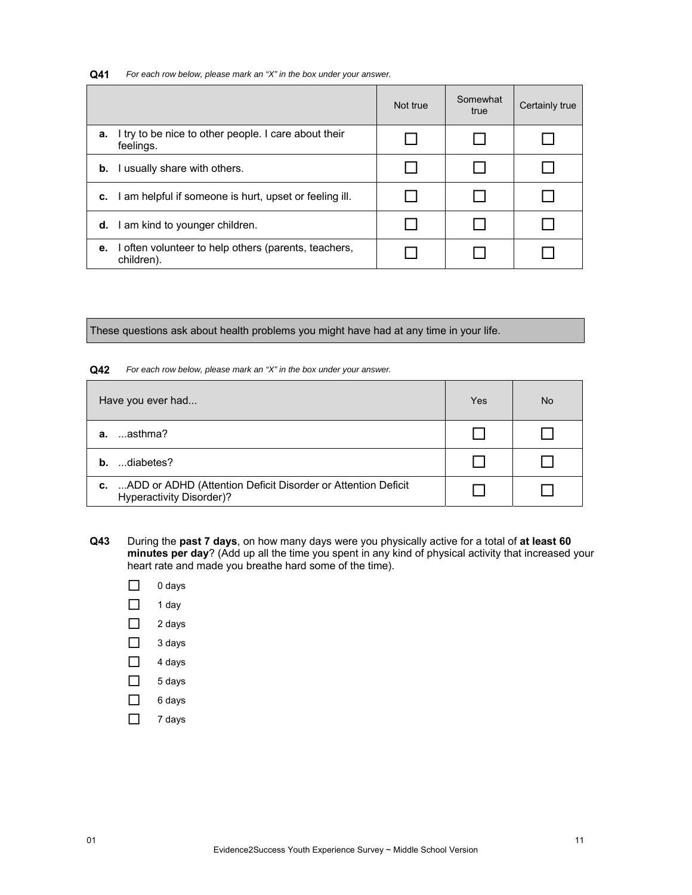**Q41** *For each row below, please mark an "X" in the box under your answer.*

| | Not true | Somewhat true | Certainly true |
|---|---|---|---|
| **a.** I try to be nice to other people. I care about their feelings. | ☐ | ☐ | ☐ |
| **b.** I usually share with others. | ☐ | ☐ | ☐ |
| **c.** I am helpful if someone is hurt, upset or feeling ill. | ☐ | ☐ | ☐ |
| **d.** I am kind to younger children. | ☐ | ☐ | ☐ |
| **e.** I often volunteer to help others (parents, teachers, children). | ☐ | ☐ | ☐ |

These questions ask about health problems you might have had at any time in your life.

**Q42** *For each row below, please mark an "X" in the box under your answer.*

| Have you ever had... | Yes | No |
|---|---|---|
| **a.** ...asthma? | ☐ | ☐ |
| **b.** ...diabetes? | ☐ | ☐ |
| **c.** ...ADD or ADHD (Attention Deficit Disorder or Attention Deficit Hyperactivity Disorder)? | ☐ | ☐ |

**Q43** During the **past 7 days**, on how many days were you physically active for a total of **at least 60 minutes per day**? (Add up all the time you spent in any kind of physical activity that increased your heart rate and made you breathe hard some of the time).

- ☐ 0 days
- ☐ 1 day
- ☐ 2 days
- ☐ 3 days
- ☐ 4 days
- ☐ 5 days
- ☐ 6 days
- ☐ 7 days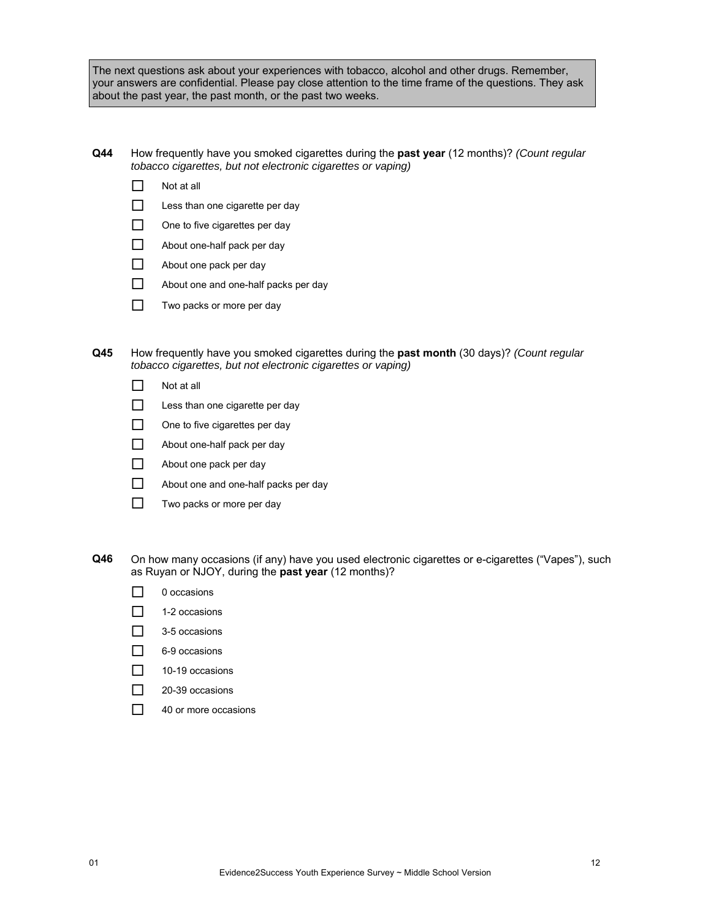The next questions ask about your experiences with tobacco, alcohol and other drugs. Remember, your answers are confidential. Please pay close attention to the time frame of the questions. They ask about the past year, the past month, or the past two weeks.

**Q44** How frequently have you smoked cigarettes during the **past year** (12 months)? *(Count regular tobacco cigarettes, but not electronic cigarettes or vaping)*

- ☐ Not at all
- ☐ Less than one cigarette per day
- ☐ One to five cigarettes per day
- ☐ About one-half pack per day
- ☐ About one pack per day
- ☐ About one and one-half packs per day
- ☐ Two packs or more per day

**Q45** How frequently have you smoked cigarettes during the **past month** (30 days)? *(Count regular tobacco cigarettes, but not electronic cigarettes or vaping)*

- ☐ Not at all
- ☐ Less than one cigarette per day
- ☐ One to five cigarettes per day
- ☐ About one-half pack per day
- ☐ About one pack per day
- ☐ About one and one-half packs per day
- ☐ Two packs or more per day

**Q46** On how many occasions (if any) have you used electronic cigarettes or e-cigarettes ("Vapes"), such as Ruyan or NJOY, during the **past year** (12 months)?

- ☐ 0 occasions
- ☐ 1-2 occasions
- ☐ 3-5 occasions
- ☐ 6-9 occasions
- ☐ 10-19 occasions
- ☐ 20-39 occasions
- ☐ 40 or more occasions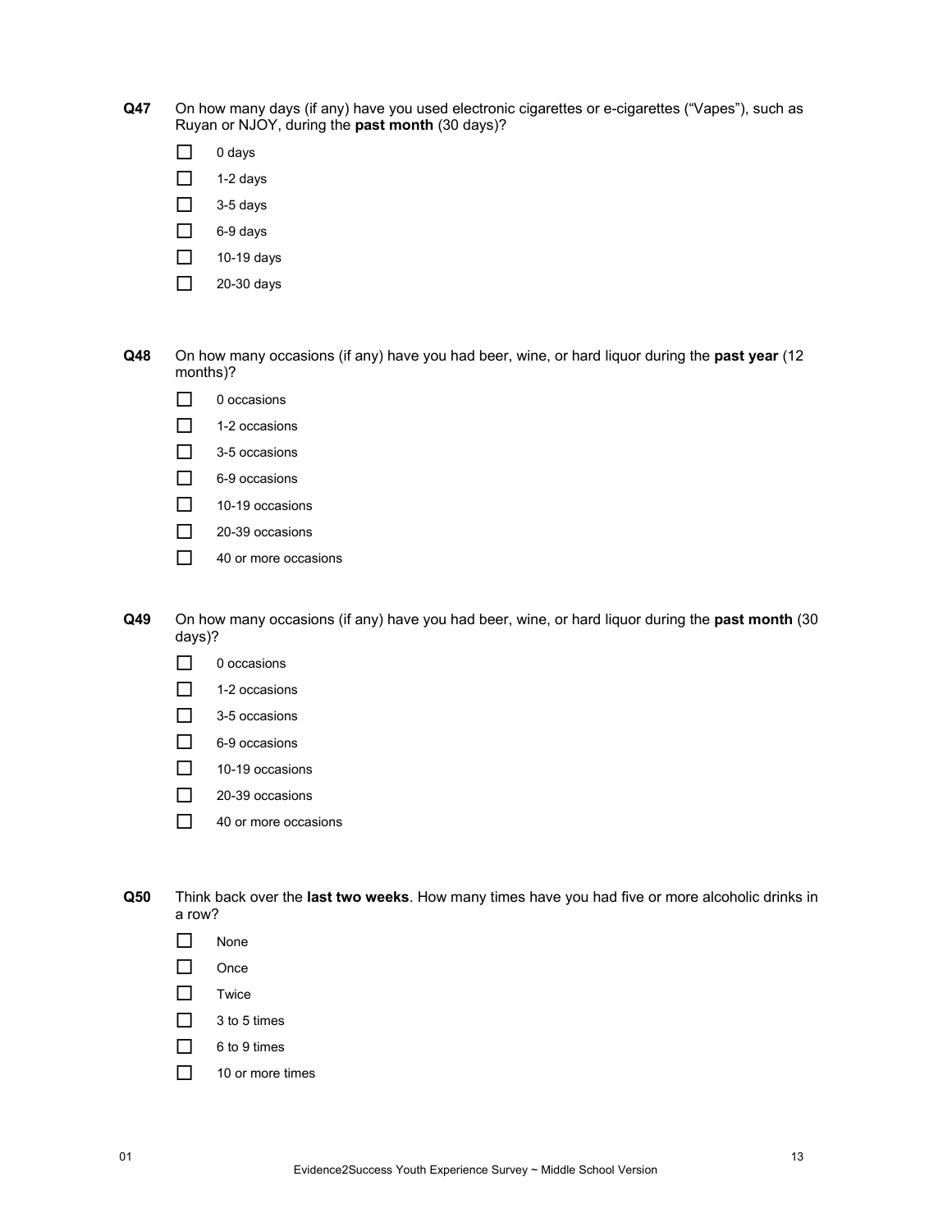**Q47** On how many days (if any) have you used electronic cigarettes or e-cigarettes (“Vapes”), such as Ruyan or NJOY, during the **past month** (30 days)?

- ☐ 0 days
- ☐ 1-2 days
- ☐ 3-5 days
- ☐ 6-9 days
- ☐ 10-19 days
- ☐ 20-30 days

**Q48** On how many occasions (if any) have you had beer, wine, or hard liquor during the **past year** (12 months)?

- ☐ 0 occasions
- ☐ 1-2 occasions
- ☐ 3-5 occasions
- ☐ 6-9 occasions
- ☐ 10-19 occasions
- ☐ 20-39 occasions
- ☐ 40 or more occasions

**Q49** On how many occasions (if any) have you had beer, wine, or hard liquor during the **past month** (30 days)?

- ☐ 0 occasions
- ☐ 1-2 occasions
- ☐ 3-5 occasions
- ☐ 6-9 occasions
- ☐ 10-19 occasions
- ☐ 20-39 occasions
- ☐ 40 or more occasions

**Q50** Think back over the **last two weeks**. How many times have you had five or more alcoholic drinks in a row?

- ☐ None
- ☐ Once
- ☐ Twice
- ☐ 3 to 5 times
- ☐ 6 to 9 times
- ☐ 10 or more times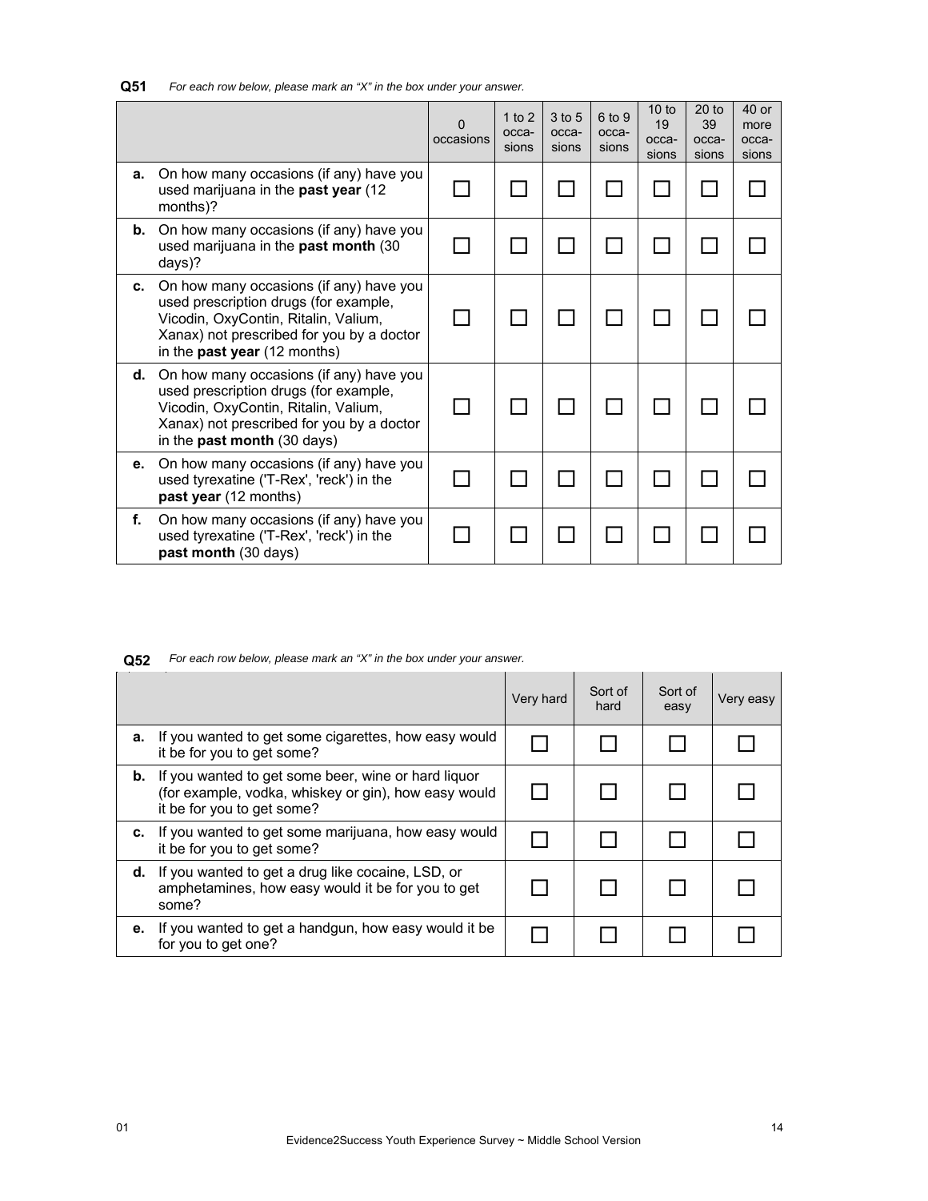**Q51** *For each row below, please mark an "X" in the box under your answer.*

| | 0 occasions | 1 to 2 occa-sions | 3 to 5 occa-sions | 6 to 9 occa-sions | 10 to 19 occa-sions | 20 to 39 occa-sions | 40 or more occa-sions |
|---|---|---|---|---|---|---|---|
| **a.** On how many occasions (if any) have you used marijuana in the **past year** (12 months)? | ☐ | ☐ | ☐ | ☐ | ☐ | ☐ | ☐ |
| **b.** On how many occasions (if any) have you used marijuana in the **past month** (30 days)? | ☐ | ☐ | ☐ | ☐ | ☐ | ☐ | ☐ |
| **c.** On how many occasions (if any) have you used prescription drugs (for example, Vicodin, OxyContin, Ritalin, Valium, Xanax) not prescribed for you by a doctor in the **past year** (12 months) | ☐ | ☐ | ☐ | ☐ | ☐ | ☐ | ☐ |
| **d.** On how many occasions (if any) have you used prescription drugs (for example, Vicodin, OxyContin, Ritalin, Valium, Xanax) not prescribed for you by a doctor in the **past month** (30 days) | ☐ | ☐ | ☐ | ☐ | ☐ | ☐ | ☐ |
| **e.** On how many occasions (if any) have you used tyrexatine ('T-Rex', 'reck') in the **past year** (12 months) | ☐ | ☐ | ☐ | ☐ | ☐ | ☐ | ☐ |
| **f.** On how many occasions (if any) have you used tyrexatine ('T-Rex', 'reck') in the **past month** (30 days) | ☐ | ☐ | ☐ | ☐ | ☐ | ☐ | ☐ |

**Q52** *For each row below, please mark an "X" in the box under your answer.*

| | Very hard | Sort of hard | Sort of easy | Very easy |
|---|---|---|---|---|
| **a.** If you wanted to get some cigarettes, how easy would it be for you to get some? | ☐ | ☐ | ☐ | ☐ |
| **b.** If you wanted to get some beer, wine or hard liquor (for example, vodka, whiskey or gin), how easy would it be for you to get some? | ☐ | ☐ | ☐ | ☐ |
| **c.** If you wanted to get some marijuana, how easy would it be for you to get some? | ☐ | ☐ | ☐ | ☐ |
| **d.** If you wanted to get a drug like cocaine, LSD, or amphetamines, how easy would it be for you to get some? | ☐ | ☐ | ☐ | ☐ |
| **e.** If you wanted to get a handgun, how easy would it be for you to get one? | ☐ | ☐ | ☐ | ☐ |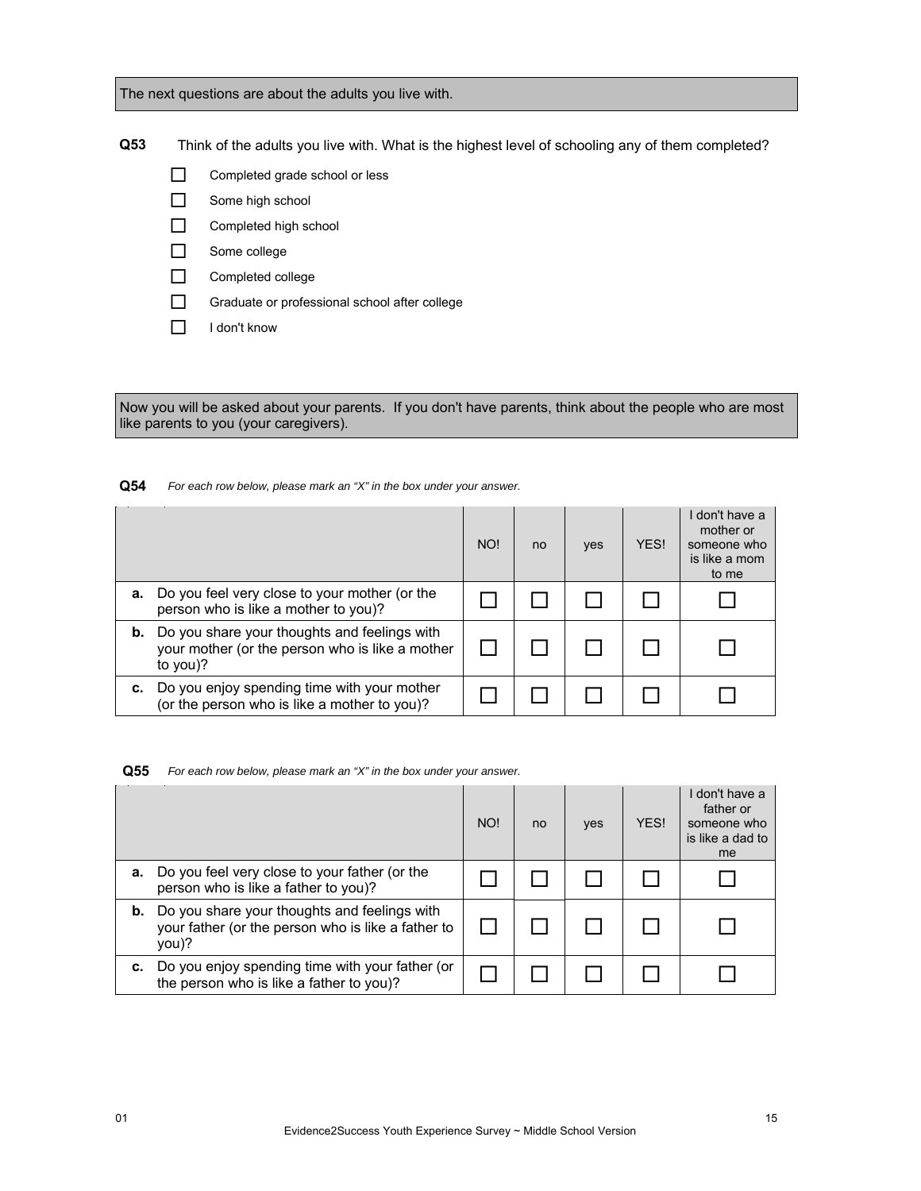The next questions are about the adults you live with.

**Q53** Think of the adults you live with. What is the highest level of schooling any of them completed?

- ☐ Completed grade school or less
- ☐ Some high school
- ☐ Completed high school
- ☐ Some college
- ☐ Completed college
- ☐ Graduate or professional school after college
- ☐ I don't know

Now you will be asked about your parents. If you don't have parents, think about the people who are most like parents to you (your caregivers).

**Q54** *For each row below, please mark an "X" in the box under your answer.*

| | NO! | no | yes | YES! | I don't have a mother or someone who is like a mom to me |
|---|---|---|---|---|---|
| **a.** Do you feel very close to your mother (or the person who is like a mother to you)? | ☐ | ☐ | ☐ | ☐ | ☐ |
| **b.** Do you share your thoughts and feelings with your mother (or the person who is like a mother to you)? | ☐ | ☐ | ☐ | ☐ | ☐ |
| **c.** Do you enjoy spending time with your mother (or the person who is like a mother to you)? | ☐ | ☐ | ☐ | ☐ | ☐ |

**Q55** *For each row below, please mark an "X" in the box under your answer.*

| | NO! | no | yes | YES! | I don't have a father or someone who is like a dad to me |
|---|---|---|---|---|---|
| **a.** Do you feel very close to your father (or the person who is like a father to you)? | ☐ | ☐ | ☐ | ☐ | ☐ |
| **b.** Do you share your thoughts and feelings with your father (or the person who is like a father to you)? | ☐ | ☐ | ☐ | ☐ | ☐ |
| **c.** Do you enjoy spending time with your father (or the person who is like a father to you)? | ☐ | ☐ | ☐ | ☐ | ☐ |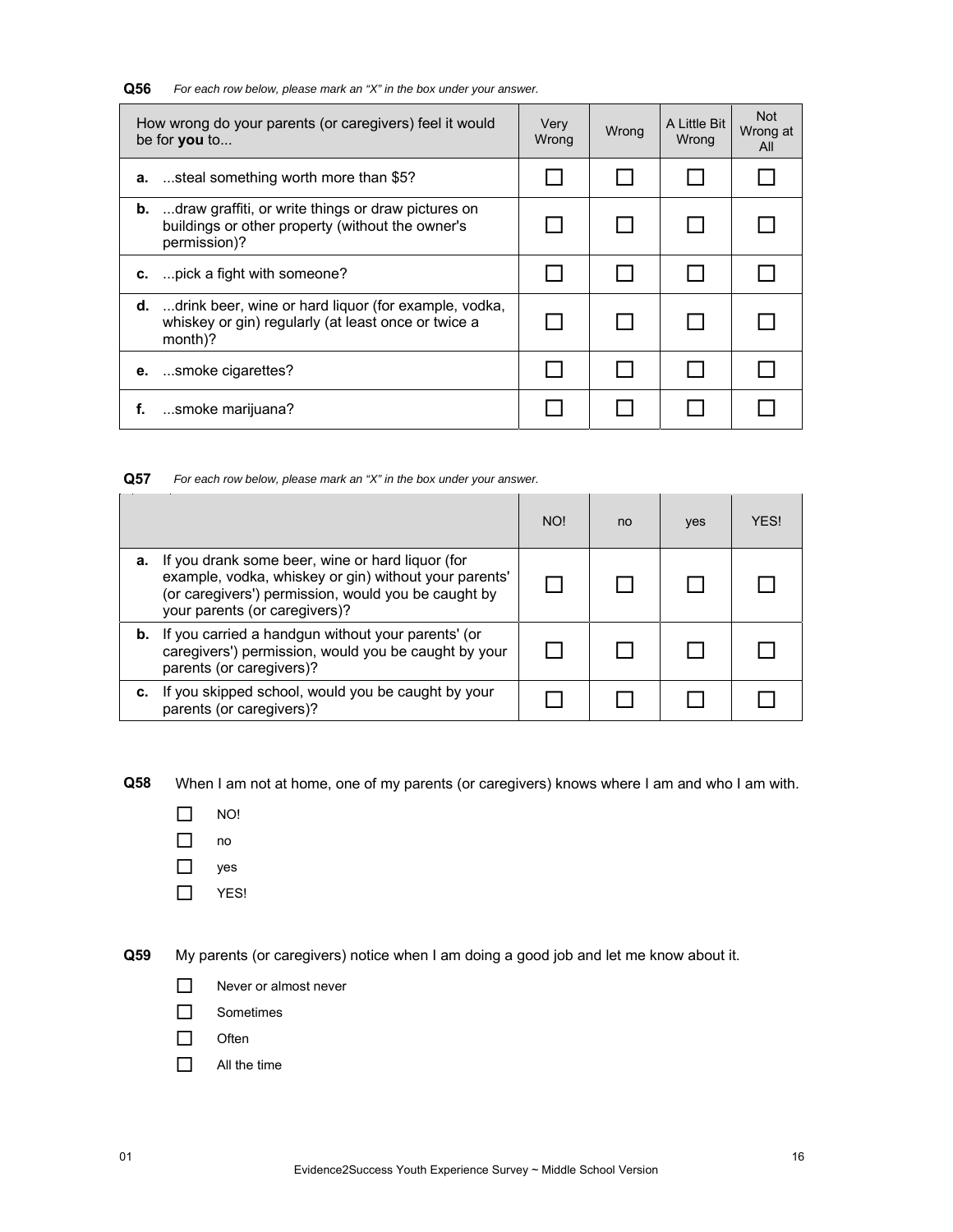**Q56** *For each row below, please mark an "X" in the box under your answer.*

| How wrong do your parents (or caregivers) feel it would be for **you** to... | Very Wrong | Wrong | A Little Bit Wrong | Not Wrong at All |
|---|---|---|---|---|
| **a.** ...steal something worth more than $5? | ☐ | ☐ | ☐ | ☐ |
| **b.** ...draw graffiti, or write things or draw pictures on buildings or other property (without the owner's permission)? | ☐ | ☐ | ☐ | ☐ |
| **c.** ...pick a fight with someone? | ☐ | ☐ | ☐ | ☐ |
| **d.** ...drink beer, wine or hard liquor (for example, vodka, whiskey or gin) regularly (at least once or twice a month)? | ☐ | ☐ | ☐ | ☐ |
| **e.** ...smoke cigarettes? | ☐ | ☐ | ☐ | ☐ |
| **f.** ...smoke marijuana? | ☐ | ☐ | ☐ | ☐ |

**Q57** *For each row below, please mark an "X" in the box under your answer.*

| | NO! | no | yes | YES! |
|---|---|---|---|---|
| **a.** If you drank some beer, wine or hard liquor (for example, vodka, whiskey or gin) without your parents' (or caregivers') permission, would you be caught by your parents (or caregivers)? | ☐ | ☐ | ☐ | ☐ |
| **b.** If you carried a handgun without your parents' (or caregivers') permission, would you be caught by your parents (or caregivers)? | ☐ | ☐ | ☐ | ☐ |
| **c.** If you skipped school, would you be caught by your parents (or caregivers)? | ☐ | ☐ | ☐ | ☐ |

**Q58** When I am not at home, one of my parents (or caregivers) knows where I am and who I am with.

- ☐ NO!
- ☐ no
- ☐ yes
- ☐ YES!

**Q59** My parents (or caregivers) notice when I am doing a good job and let me know about it.

- ☐ Never or almost never
- ☐ Sometimes
- ☐ Often
- ☐ All the time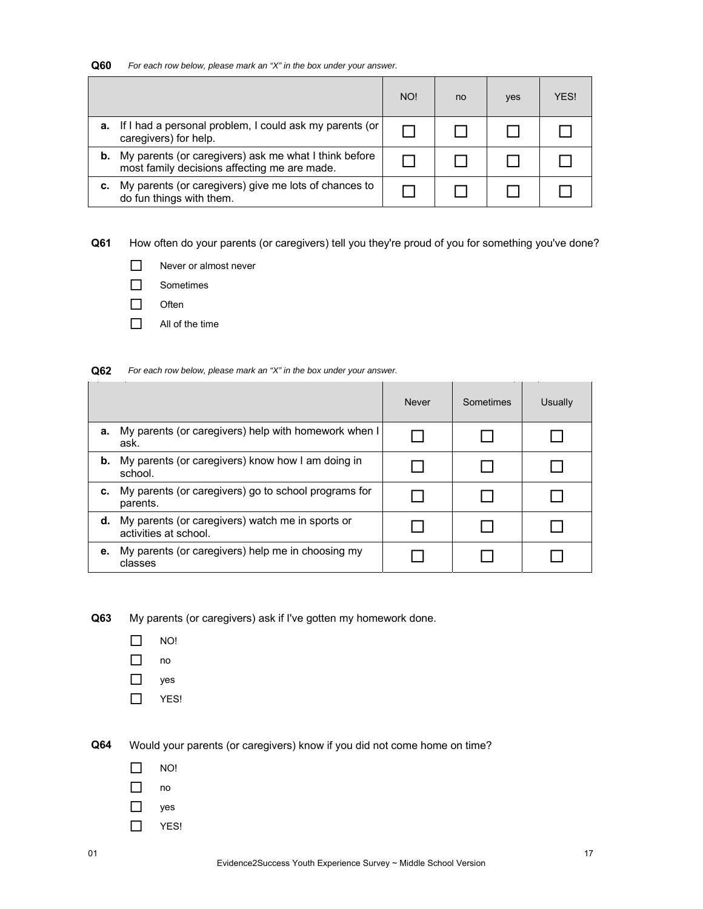**Q60** *For each row below, please mark an "X" in the box under your answer.*

| | NO! | no | yes | YES! |
|---|---|---|---|---|
| **a.** If I had a personal problem, I could ask my parents (or caregivers) for help. | ☐ | ☐ | ☐ | ☐ |
| **b.** My parents (or caregivers) ask me what I think before most family decisions affecting me are made. | ☐ | ☐ | ☐ | ☐ |
| **c.** My parents (or caregivers) give me lots of chances to do fun things with them. | ☐ | ☐ | ☐ | ☐ |

**Q61** How often do your parents (or caregivers) tell you they're proud of you for something you've done?

- ☐ Never or almost never
- ☐ Sometimes
- ☐ Often
- ☐ All of the time

**Q62** *For each row below, please mark an "X" in the box under your answer.*

| | Never | Sometimes | Usually |
|---|---|---|---|
| **a.** My parents (or caregivers) help with homework when I ask. | ☐ | ☐ | ☐ |
| **b.** My parents (or caregivers) know how I am doing in school. | ☐ | ☐ | ☐ |
| **c.** My parents (or caregivers) go to school programs for parents. | ☐ | ☐ | ☐ |
| **d.** My parents (or caregivers) watch me in sports or activities at school. | ☐ | ☐ | ☐ |
| **e.** My parents (or caregivers) help me in choosing my classes | ☐ | ☐ | ☐ |

**Q63** My parents (or caregivers) ask if I've gotten my homework done.

- ☐ NO!
- ☐ no
- ☐ yes
- ☐ YES!

**Q64** Would your parents (or caregivers) know if you did not come home on time?

- ☐ NO!
- ☐ no
- ☐ yes
- ☐ YES!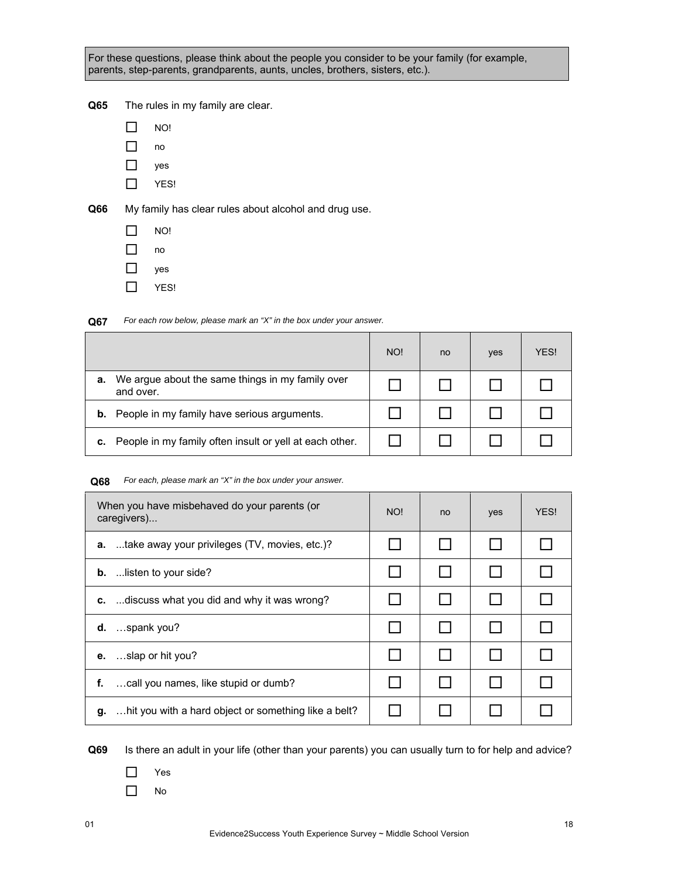For these questions, please think about the people you consider to be your family (for example, parents, step-parents, grandparents, aunts, uncles, brothers, sisters, etc.).

**Q65** The rules in my family are clear.

- ☐ NO!
- ☐ no
- ☐ yes
- ☐ YES!

**Q66** My family has clear rules about alcohol and drug use.

- ☐ NO!
- ☐ no
- ☐ yes
- ☐ YES!

**Q67** *For each row below, please mark an "X" in the box under your answer.*

| | NO! | no | yes | YES! |
|---|---|---|---|---|
| **a.** We argue about the same things in my family over and over. | ☐ | ☐ | ☐ | ☐ |
| **b.** People in my family have serious arguments. | ☐ | ☐ | ☐ | ☐ |
| **c.** People in my family often insult or yell at each other. | ☐ | ☐ | ☐ | ☐ |

**Q68** *For each, please mark an "X" in the box under your answer.*

| When you have misbehaved do your parents (or caregivers)... | NO! | no | yes | YES! |
|---|---|---|---|---|
| **a.** ...take away your privileges (TV, movies, etc.)? | ☐ | ☐ | ☐ | ☐ |
| **b.** ...listen to your side? | ☐ | ☐ | ☐ | ☐ |
| **c.** ...discuss what you did and why it was wrong? | ☐ | ☐ | ☐ | ☐ |
| **d.** …spank you? | ☐ | ☐ | ☐ | ☐ |
| **e.** …slap or hit you? | ☐ | ☐ | ☐ | ☐ |
| **f.** …call you names, like stupid or dumb? | ☐ | ☐ | ☐ | ☐ |
| **g.** …hit you with a hard object or something like a belt? | ☐ | ☐ | ☐ | ☐ |

**Q69** Is there an adult in your life (other than your parents) you can usually turn to for help and advice?

- ☐ Yes
- ☐ No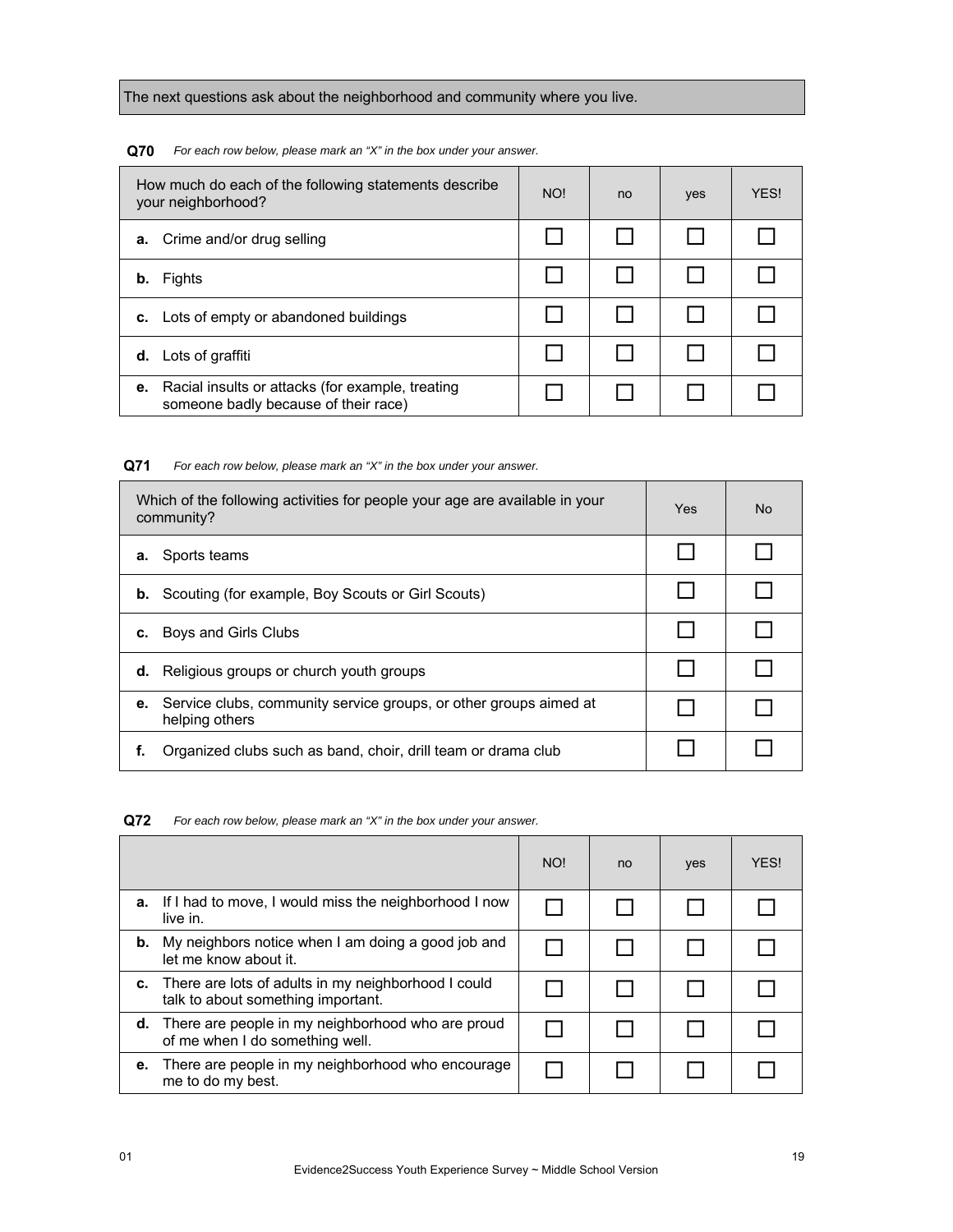The next questions ask about the neighborhood and community where you live.

**Q70** *For each row below, please mark an “X” in the box under your answer.*

| How much do each of the following statements describe your neighborhood? | NO! | no | yes | YES! |
|---|---|---|---|---|
| **a.** Crime and/or drug selling | ☐ | ☐ | ☐ | ☐ |
| **b.** Fights | ☐ | ☐ | ☐ | ☐ |
| **c.** Lots of empty or abandoned buildings | ☐ | ☐ | ☐ | ☐ |
| **d.** Lots of graffiti | ☐ | ☐ | ☐ | ☐ |
| **e.** Racial insults or attacks (for example, treating someone badly because of their race) | ☐ | ☐ | ☐ | ☐ |

**Q71** *For each row below, please mark an “X” in the box under your answer.*

| Which of the following activities for people your age are available in your community? | Yes | No |
|---|---|---|
| **a.** Sports teams | ☐ | ☐ |
| **b.** Scouting (for example, Boy Scouts or Girl Scouts) | ☐ | ☐ |
| **c.** Boys and Girls Clubs | ☐ | ☐ |
| **d.** Religious groups or church youth groups | ☐ | ☐ |
| **e.** Service clubs, community service groups, or other groups aimed at helping others | ☐ | ☐ |
| **f.** Organized clubs such as band, choir, drill team or drama club | ☐ | ☐ |

**Q72** *For each row below, please mark an “X” in the box under your answer.*

| | NO! | no | yes | YES! |
|---|---|---|---|---|
| **a.** If I had to move, I would miss the neighborhood I now live in. | ☐ | ☐ | ☐ | ☐ |
| **b.** My neighbors notice when I am doing a good job and let me know about it. | ☐ | ☐ | ☐ | ☐ |
| **c.** There are lots of adults in my neighborhood I could talk to about something important. | ☐ | ☐ | ☐ | ☐ |
| **d.** There are people in my neighborhood who are proud of me when I do something well. | ☐ | ☐ | ☐ | ☐ |
| **e.** There are people in my neighborhood who encourage me to do my best. | ☐ | ☐ | ☐ | ☐ |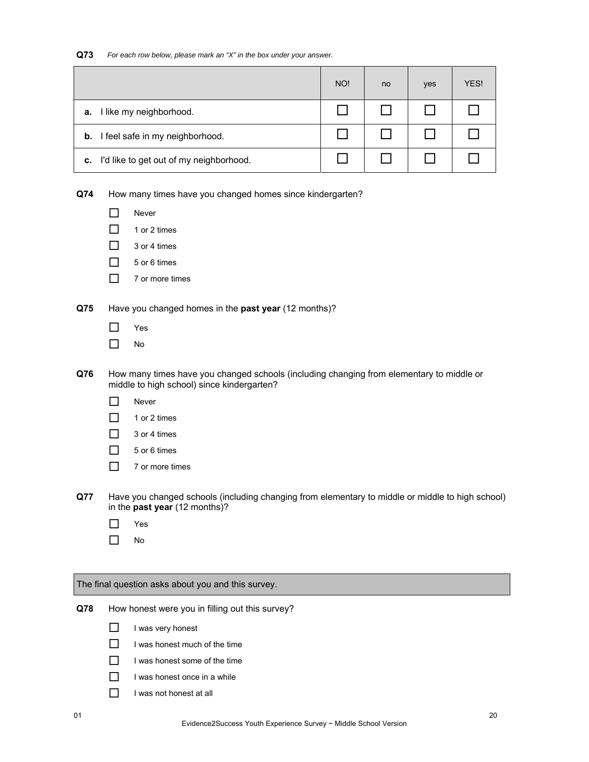**Q73** *For each row below, please mark an "X" in the box under your answer.*

| | NO! | no | yes | YES! |
|---|---|---|---|---|
| **a.** I like my neighborhood. | ☐ | ☐ | ☐ | ☐ |
| **b.** I feel safe in my neighborhood. | ☐ | ☐ | ☐ | ☐ |
| **c.** I'd like to get out of my neighborhood. | ☐ | ☐ | ☐ | ☐ |

**Q74** How many times have you changed homes since kindergarten?

- ☐ Never
- ☐ 1 or 2 times
- ☐ 3 or 4 times
- ☐ 5 or 6 times
- ☐ 7 or more times

**Q75** Have you changed homes in the **past year** (12 months)?

- ☐ Yes
- ☐ No

**Q76** How many times have you changed schools (including changing from elementary to middle or middle to high school) since kindergarten?

- ☐ Never
- ☐ 1 or 2 times
- ☐ 3 or 4 times
- ☐ 5 or 6 times
- ☐ 7 or more times

**Q77** Have you changed schools (including changing from elementary to middle or middle to high school) in the **past year** (12 months)?

- ☐ Yes
- ☐ No

The final question asks about you and this survey.

**Q78** How honest were you in filling out this survey?

- ☐ I was very honest
- ☐ I was honest much of the time
- ☐ I was honest some of the time
- ☐ I was honest once in a while
- ☐ I was not honest at all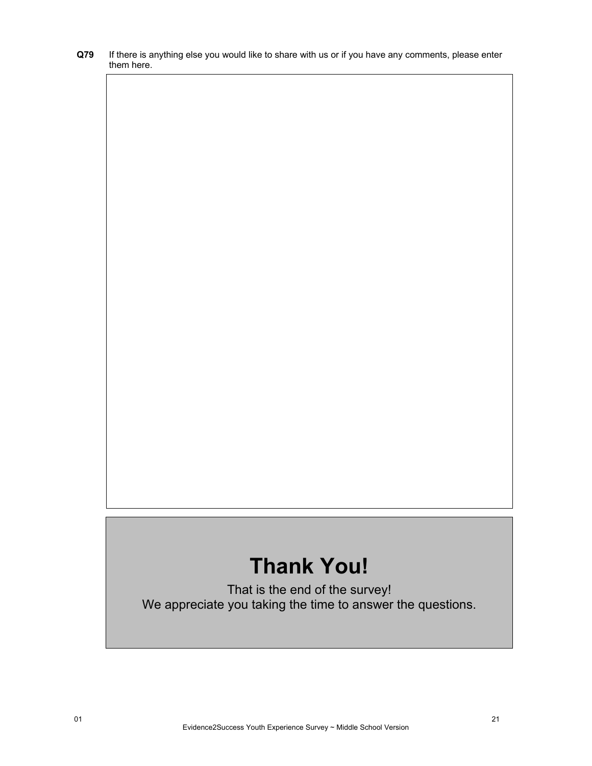**Q79** If there is anything else you would like to share with us or if you have any comments, please enter them here.

# Thank You!

That is the end of the survey!
We appreciate you taking the time to answer the questions.